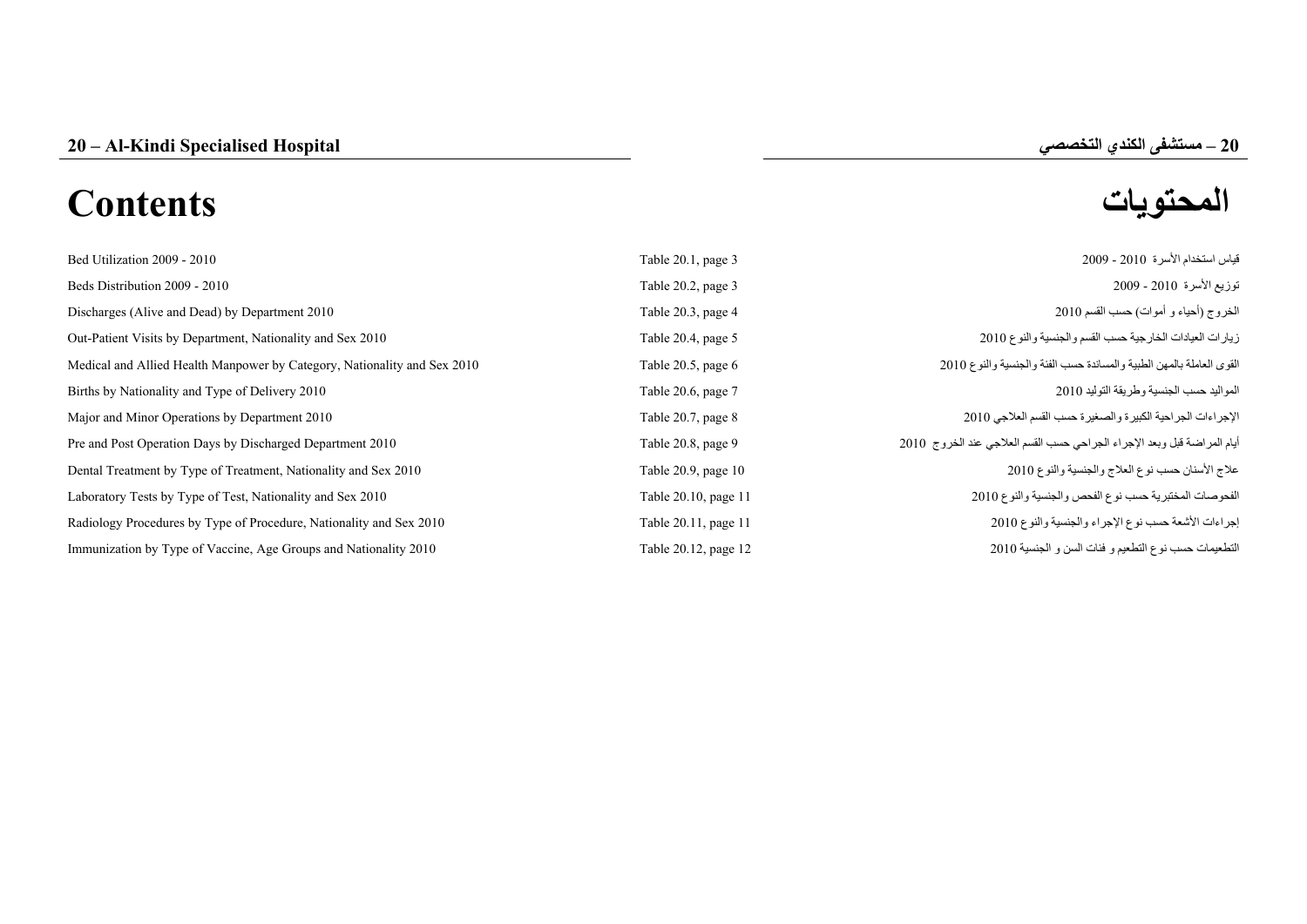## 20 – Al-Kindi Specialised Hospital

## 20 – مستشفى الكندي التخصصي

# Contents

# المحتويات

| | | |
|---|---|---|
| Bed Utilization 2009 - 2010 | Table 20.1, page 3 | قياس استخدام الأسرة 2010 - 2009 |
| Beds Distribution 2009 - 2010 | Table 20.2, page 3 | توزيع الأسرة 2010 - 2009 |
| Discharges (Alive and Dead) by Department 2010 | Table 20.3, page 4 | الخروج (أحياء و أموات) حسب القسم 2010 |
| Out-Patient Visits by Department, Nationality and Sex 2010 | Table 20.4, page 5 | زيارات العيادات الخارجية حسب القسم والجنسية والنوع 2010 |
| Medical and Allied Health Manpower by Category, Nationality and Sex 2010 | Table 20.5, page 6 | القوى العاملة بالمهن الطبية والمساندة حسب الفئة والجنسية والنوع 2010 |
| Births by Nationality and Type of Delivery 2010 | Table 20.6, page 7 | المواليد حسب الجنسية وطريقة التوليد 2010 |
| Major and Minor Operations by Department 2010 | Table 20.7, page 8 | الإجراءات الجراحية الكبيرة والصغيرة حسب القسم العلاجي 2010 |
| Pre and Post Operation Days by Discharged Department 2010 | Table 20.8, page 9 | أيام المراضة قبل وبعد الإجراء الجراحي حسب القسم العلاجي عند الخروج 2010 |
| Dental Treatment by Type of Treatment, Nationality and Sex 2010 | Table 20.9, page 10 | علاج الأسنان حسب نوع العلاج والجنسية والنوع 2010 |
| Laboratory Tests by Type of Test, Nationality and Sex 2010 | Table 20.10, page 11 | الفحوصات المختبرية حسب نوع الفحص والجنسية والنوع 2010 |
| Radiology Procedures by Type of Procedure, Nationality and Sex 2010 | Table 20.11, page 11 | إجراءات الأشعة حسب نوع الإجراء والجنسية والنوع 2010 |
| Immunization by Type of Vaccine, Age Groups and Nationality 2010 | Table 20.12, page 12 | التطعيمات حسب نوع التطعيم و فئات السن و الجنسية 2010 |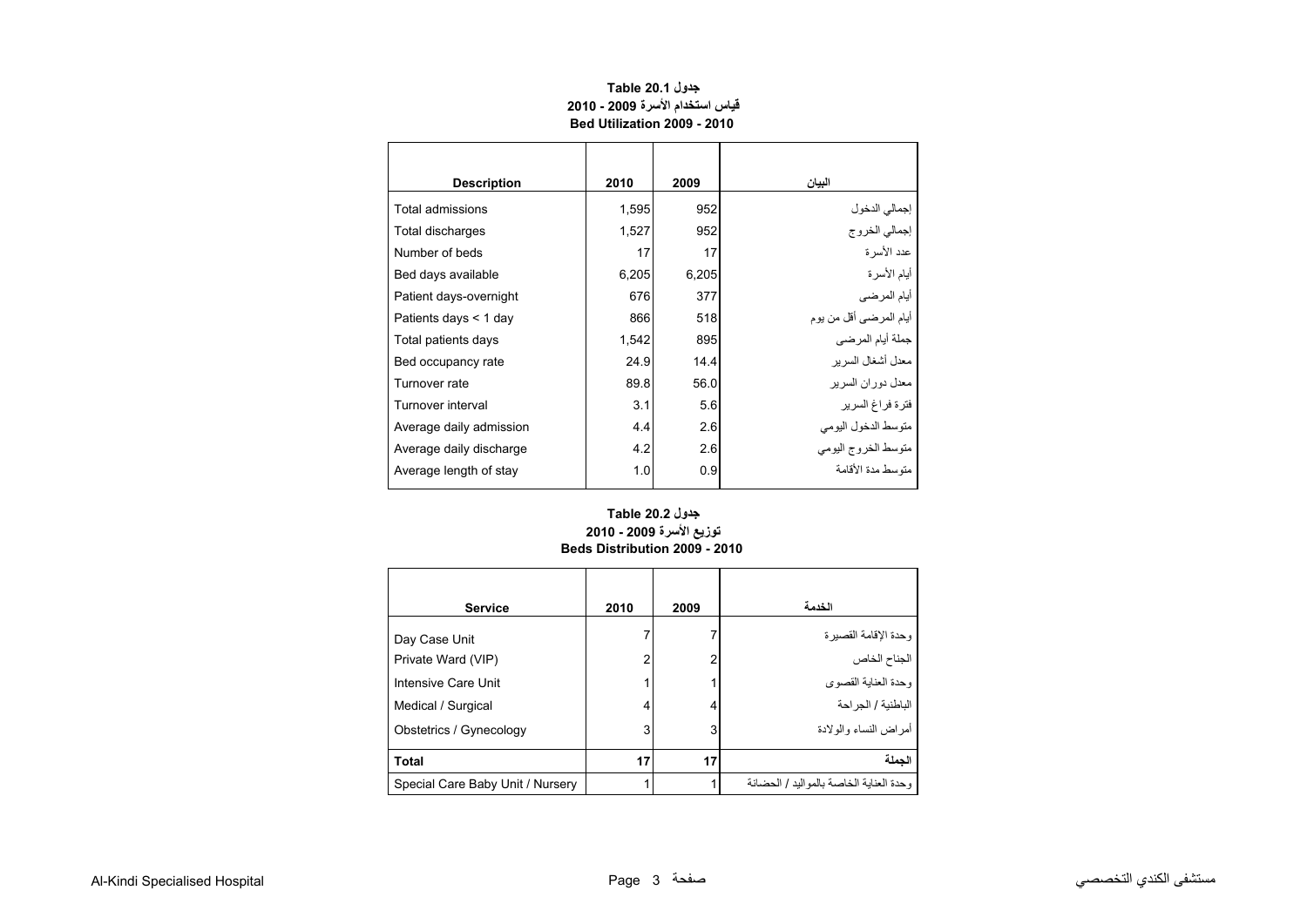### Table 20.1 جدول
### قياس استخدام الأسرة 2009 - 2010
### Bed Utilization 2009 - 2010

| Description | 2010 | 2009 | البيان |
|---|---|---|---|
| Total admissions | 1,595 | 952 | إجمالي الدخول |
| Total discharges | 1,527 | 952 | إجمالي الخروج |
| Number of beds | 17 | 17 | عدد الأسرة |
| Bed days available | 6,205 | 6,205 | أيام الأسرة |
| Patient days-overnight | 676 | 377 | أيام المرضى |
| Patients days < 1 day | 866 | 518 | أيام المرضى أقل من يوم |
| Total patients days | 1,542 | 895 | جملة أيام المرضى |
| Bed occupancy rate | 24.9 | 14.4 | معدل أشغال السرير |
| Turnover rate | 89.8 | 56.0 | معدل دوران السرير |
| Turnover interval | 3.1 | 5.6 | فترة فراغ السرير |
| Average daily admission | 4.4 | 2.6 | متوسط الدخول اليومي |
| Average daily discharge | 4.2 | 2.6 | متوسط الخروج اليومي |
| Average length of stay | 1.0 | 0.9 | متوسط مدة الأقامة |

### Table 20.2 جدول
### توزيع الأسرة 2009 - 2010
### Beds Distribution 2009 - 2010

| Service | 2010 | 2009 | الخدمة |
|---|---|---|---|
| Day Case Unit | 7 | 7 | وحدة الإقامة القصيرة |
| Private Ward (VIP) | 2 | 2 | الجناح الخاص |
| Intensive Care Unit | 1 | 1 | وحدة العناية القصوى |
| Medical / Surgical | 4 | 4 | الباطنية / الجراحة |
| Obstetrics / Gynecology | 3 | 3 | أمراض النساء والولادة |
| **Total** | **17** | **17** | **الجملة** |
| Special Care Baby Unit / Nursery | 1 | 1 | وحدة العناية الخاصة بالمواليد / الحضانة |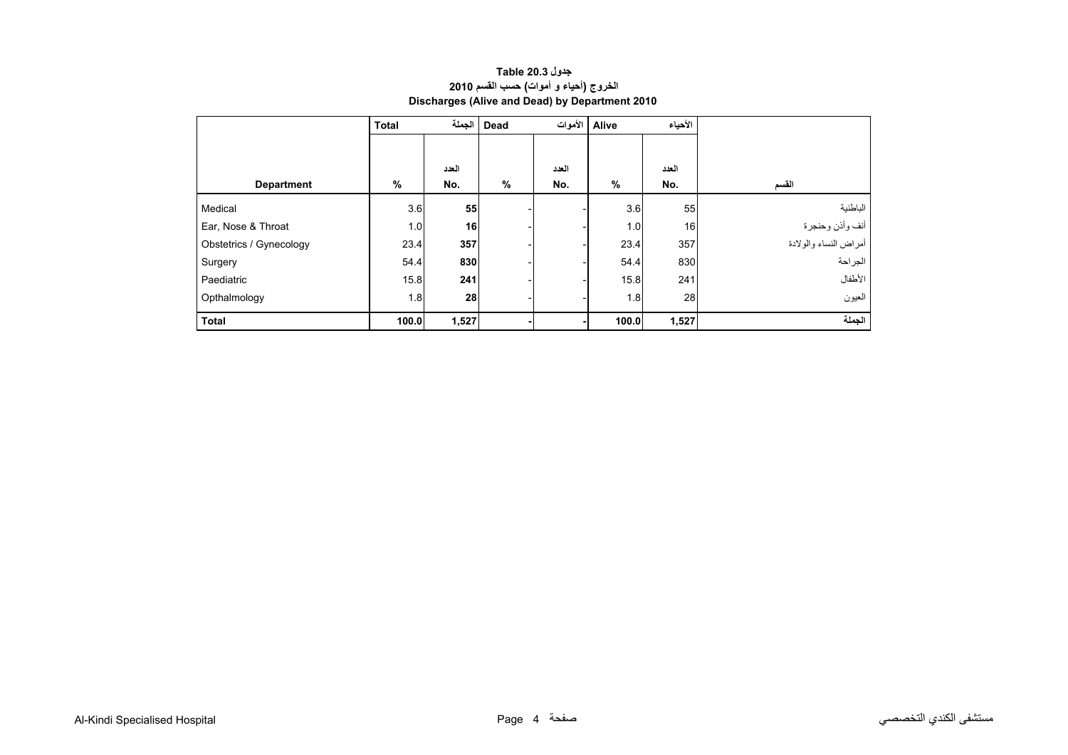**جدول Table 20.3**

**الخروج (أحياء و أموات) حسب القسم 2010**

**Discharges (Alive and Dead) by Department 2010**

| | Total | الجملة | Dead | الأموات | Alive | الأحياء | |
|---|---|---|---|---|---|---|---|
| **Department** | **%** | **العدد No.** | **%** | **العدد No.** | **%** | **العدد No.** | **القسم** |
| Medical | 3.6 | **55** | - | - | 3.6 | 55 | الباطنية |
| Ear, Nose & Throat | 1.0 | **16** | - | - | 1.0 | 16 | أنف وأذن وحنجرة |
| Obstetrics / Gynecology | 23.4 | **357** | - | - | 23.4 | 357 | أمراض النساء والولادة |
| Surgery | 54.4 | **830** | - | - | 54.4 | 830 | الجراحة |
| Paediatric | 15.8 | **241** | - | - | 15.8 | 241 | الأطفال |
| Opthalmology | 1.8 | **28** | - | - | 1.8 | 28 | العيون |
| **Total** | **100.0** | **1,527** | **-** | **-** | **100.0** | **1,527** | **الجملة** |

Al-Kindi Specialised Hospital مستشفى الكندي التخصصي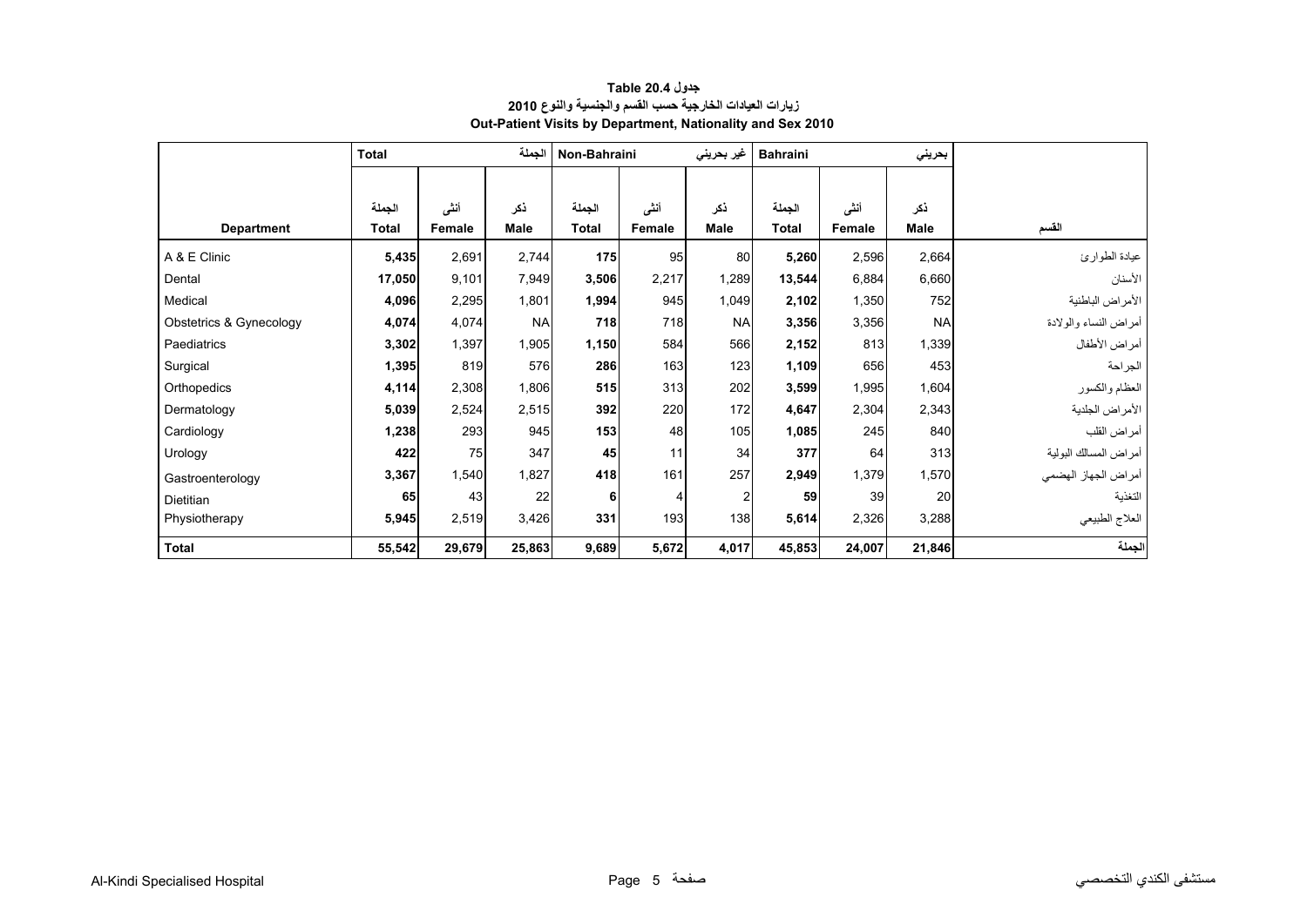**جدول Table 20.4**

**زيارات العيادات الخارجية حسب القسم والجنسية والنوع 2010**

**Out-Patient Visits by Department, Nationality and Sex 2010**

| | Total | | الجملة | Non-Bahraini | | غير بحريني | Bahraini | | بحريني | |
|---|---|---|---|---|---|---|---|---|---|---|
| **Department** | الجملة **Total** | أنثى **Female** | ذكر **Male** | الجملة **Total** | أنثى **Female** | ذكر **Male** | الجملة **Total** | أنثى **Female** | ذكر **Male** | القسم |
| A & E Clinic | **5,435** | 2,691 | 2,744 | **175** | 95 | 80 | **5,260** | 2,596 | 2,664 | عيادة الطوارئ |
| Dental | **17,050** | 9,101 | 7,949 | **3,506** | 2,217 | 1,289 | **13,544** | 6,884 | 6,660 | الأسنان |
| Medical | **4,096** | 2,295 | 1,801 | **1,994** | 945 | 1,049 | **2,102** | 1,350 | 752 | الأمراض الباطنية |
| Obstetrics & Gynecology | **4,074** | 4,074 | NA | **718** | 718 | NA | **3,356** | 3,356 | NA | أمراض النساء والولادة |
| Paediatrics | **3,302** | 1,397 | 1,905 | **1,150** | 584 | 566 | **2,152** | 813 | 1,339 | أمراض الأطفال |
| Surgical | **1,395** | 819 | 576 | **286** | 163 | 123 | **1,109** | 656 | 453 | الجراحة |
| Orthopedics | **4,114** | 2,308 | 1,806 | **515** | 313 | 202 | **3,599** | 1,995 | 1,604 | العظام والكسور |
| Dermatology | **5,039** | 2,524 | 2,515 | **392** | 220 | 172 | **4,647** | 2,304 | 2,343 | الأمراض الجلدية |
| Cardiology | **1,238** | 293 | 945 | **153** | 48 | 105 | **1,085** | 245 | 840 | أمراض القلب |
| Urology | **422** | 75 | 347 | **45** | 11 | 34 | **377** | 64 | 313 | أمراض المسالك البولية |
| Gastroenterology | **3,367** | 1,540 | 1,827 | **418** | 161 | 257 | **2,949** | 1,379 | 1,570 | أمراض الجهاز الهضمي |
| Dietitian | **65** | 43 | 22 | **6** | 4 | 2 | **59** | 39 | 20 | التغذية |
| Physiotherapy | **5,945** | 2,519 | 3,426 | **331** | 193 | 138 | **5,614** | 2,326 | 3,288 | العلاج الطبيعي |
| **Total** | **55,542** | **29,679** | **25,863** | **9,689** | **5,672** | **4,017** | **45,853** | **24,007** | **21,846** | **الجملة** |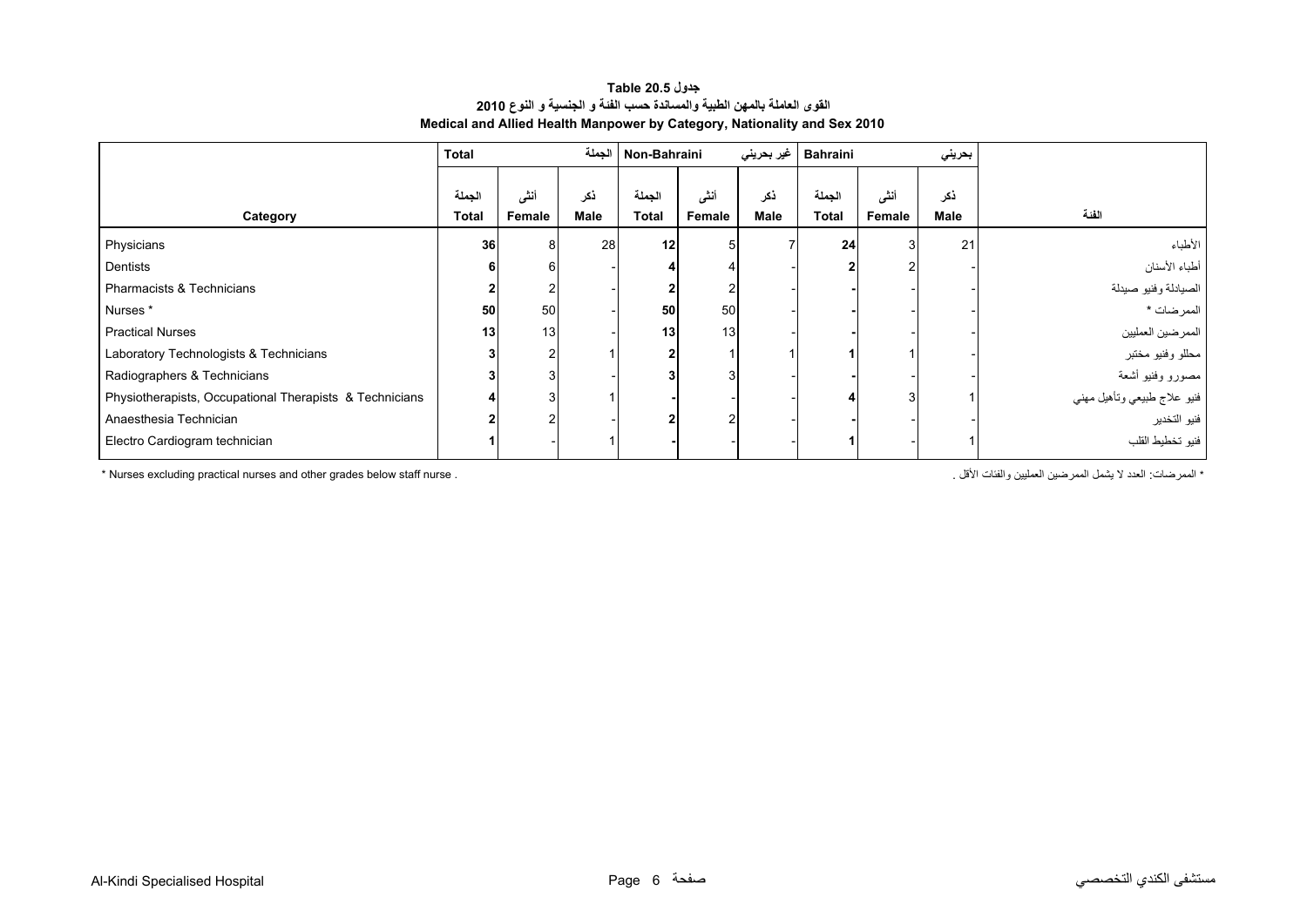**جدول Table 20.5**

**القوى العاملة بالمهن الطبية والمساندة حسب الفئة و الجنسية و النوع 2010**

**Medical and Allied Health Manpower by Category, Nationality and Sex 2010**

| | Total | | الجملة | Non-Bahraini | | غير بحريني | Bahraini | | بحريني | |
|---|---|---|---|---|---|---|---|---|---|---|
| Category | الجملة Total | أنثى Female | ذكر Male | الجملة Total | أنثى Female | ذكر Male | الجملة Total | أنثى Female | ذكر Male | الفئة |
| Physicians | 36 | 8 | 28 | 12 | 5 | 7 | 24 | 3 | 21 | الأطباء |
| Dentists | 6 | 6 | - | 4 | 4 | - | 2 | 2 | - | أطباء الأسنان |
| Pharmacists & Technicians | 2 | 2 | - | 2 | 2 | - | - | - | - | الصيادلة وفنيو صيدلة |
| Nurses * | 50 | 50 | - | 50 | 50 | - | - | - | - | الممرضات * |
| Practical Nurses | 13 | 13 | - | 13 | 13 | - | - | - | - | الممرضين العمليين |
| Laboratory Technologists & Technicians | 3 | 2 | 1 | 2 | 1 | 1 | 1 | 1 | - | محللو وفنيو مختبر |
| Radiographers & Technicians | 3 | 3 | - | 3 | 3 | - | - | - | - | مصورو وفنيو أشعة |
| Physiotherapists, Occupational Therapists & Technicians | 4 | 3 | 1 | - | - | - | 4 | 3 | 1 | فنيو علاج طبيعي وتأهيل مهني |
| Anaesthesia Technician | 2 | 2 | - | 2 | 2 | - | - | - | - | فنيو التخدير |
| Electro Cardiogram technician | 1 | - | 1 | - | - | - | 1 | - | 1 | فنيو تخطيط القلب |

* Nurses excluding practical nurses and other grades below staff nurse .

* الممرضات: العدد لا يشمل الممرضين العمليين والفئات الأقل .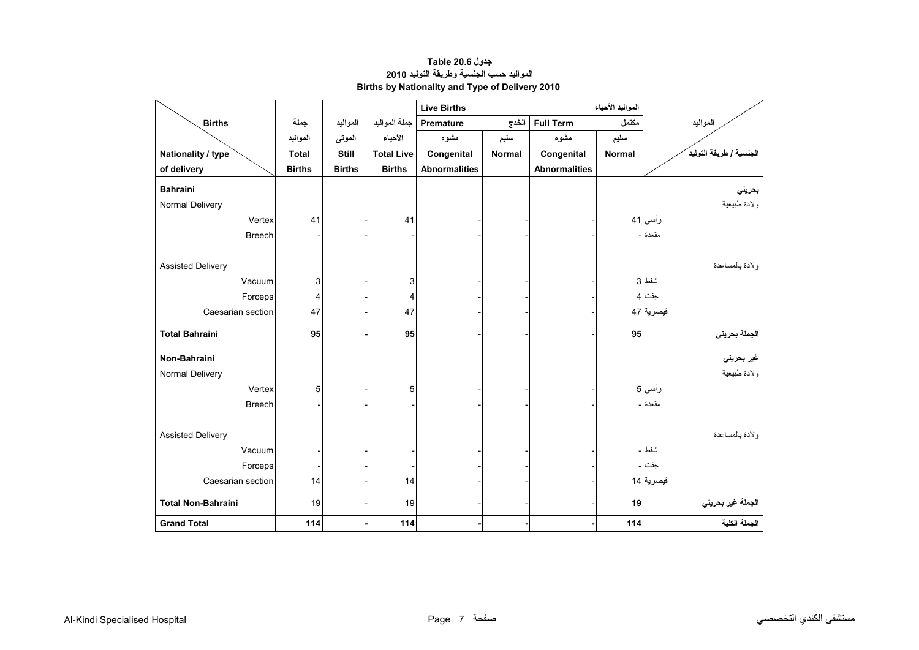**جدول 20.6 Table**

**المواليد حسب الجنسية وطريقة التوليد 2010**

**Births by Nationality and Type of Delivery 2010**

| Births / Nationality / type of delivery | جملة المواليد Total Births | المواليد الموتى Still Births | جملة المواليد الأحياء Total Live Births | Live Births المواليد الأحياء — Premature الخدج: مشوه Congenital Abnormalities | Premature الخدج: سليم Normal | Full Term مكتمل: مشوه Congenital Abnormalities | Full Term مكتمل: سليم Normal | المواليد / الجنسية / طريقة التوليد |
|---|---|---|---|---|---|---|---|---|
| **Bahraini** | | | | | | | | **بحريني** |
| Normal Delivery | | | | | | | | ولادة طبيعية |
| Vertex | 41 | - | 41 | - | - | - | 41 | رأسي |
| Breech | - | - | - | - | - | - | - | مقعدة |
| Assisted Delivery | | | | | | | | ولادة بالمساعدة |
| Vacuum | 3 | - | 3 | - | - | - | 3 | شفط |
| Forceps | 4 | - | 4 | - | - | - | 4 | جفت |
| Caesarian section | 47 | - | 47 | - | - | - | 47 | قيصرية |
| **Total Bahraini** | **95** | **-** | **95** | - | - | - | **95** | **الجملة بحريني** |
| **Non-Bahraini** | | | | | | | | **غير بحريني** |
| Normal Delivery | | | | | | | | ولادة طبيعية |
| Vertex | 5 | - | 5 | - | - | - | 5 | رأسي |
| Breech | - | - | - | - | - | - | - | مقعدة |
| Assisted Delivery | | | | | | | | ولادة بالمساعدة |
| Vacuum | - | - | - | - | - | - | - | شفط |
| Forceps | - | - | - | - | - | - | - | جفت |
| Caesarian section | 14 | - | 14 | - | - | - | 14 | قيصرية |
| **Total Non-Bahraini** | 19 | - | 19 | - | - | - | **19** | **الجملة غير بحريني** |
| **Grand Total** | **114** | **-** | **114** | **-** | **-** | **-** | **114** | **الجملة الكلية** |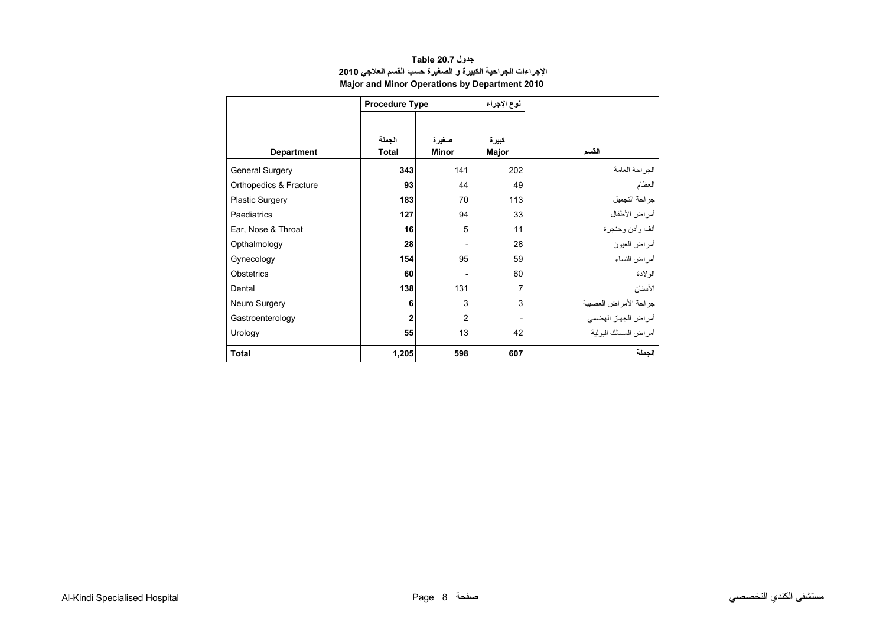**جدول Table 20.7**

**الإجراءات الجراحية الكبيرة و الصغيرة حسب القسم العلاجي 2010**

**Major and Minor Operations by Department 2010**

| | Procedure Type | | نوع الإجراء | |
|---|---|---|---|---|
| **Department** | الجملة **Total** | صغيرة **Minor** | كبيرة **Major** | القسم |
| General Surgery | **343** | 141 | 202 | الجراحة العامة |
| Orthopedics & Fracture | **93** | 44 | 49 | العظام |
| Plastic Surgery | **183** | 70 | 113 | جراحة التجميل |
| Paediatrics | **127** | 94 | 33 | أمراض الأطفال |
| Ear, Nose & Throat | **16** | 5 | 11 | أنف وأذن وحنجرة |
| Opthalmology | **28** | - | 28 | أمراض العيون |
| Gynecology | **154** | 95 | 59 | أمراض النساء |
| Obstetrics | **60** | - | 60 | الولادة |
| Dental | **138** | 131 | 7 | الأسنان |
| Neuro Surgery | **6** | 3 | 3 | جراحة الأمراض العصبية |
| Gastroenterology | **2** | 2 | - | أمراض الجهاز الهضمي |
| Urology | **55** | 13 | 42 | أمراض المسالك البولية |
| **Total** | **1,205** | **598** | **607** | **الجملة** |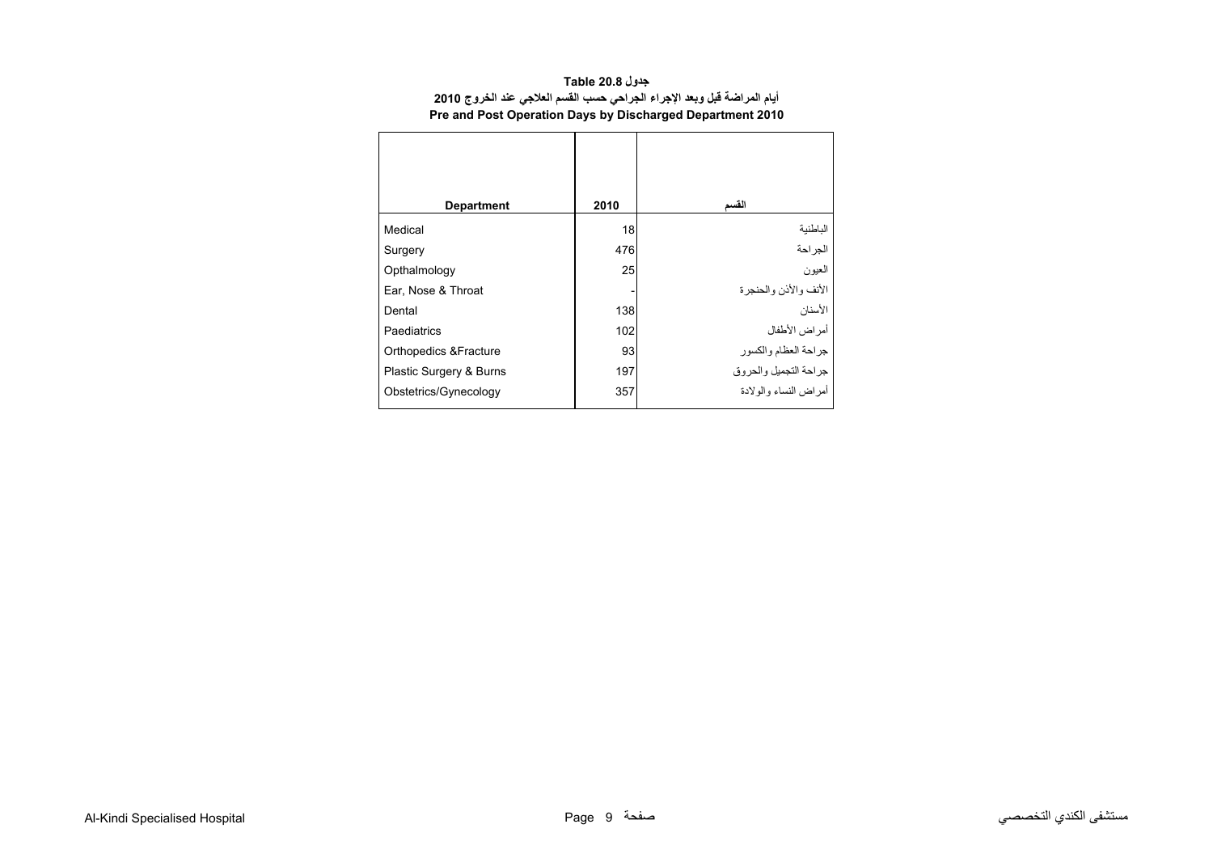**جدول Table 20.8**

**أيام المراضة قبل وبعد الإجراء الجراحي حسب القسم العلاجي عند الخروج 2010**

**Pre and Post Operation Days by Discharged Department 2010**

| Department | 2010 | القسم |
|---|---|---|
| Medical | 18 | الباطنية |
| Surgery | 476 | الجراحة |
| Opthalmology | 25 | العيون |
| Ear, Nose & Throat | - | الأنف والأذن والحنجرة |
| Dental | 138 | الأسنان |
| Paediatrics | 102 | أمراض الأطفال |
| Orthopedics &Fracture | 93 | جراحة العظام والكسور |
| Plastic Surgery & Burns | 197 | جراحة التجميل والحروق |
| Obstetrics/Gynecology | 357 | أمراض النساء والولادة |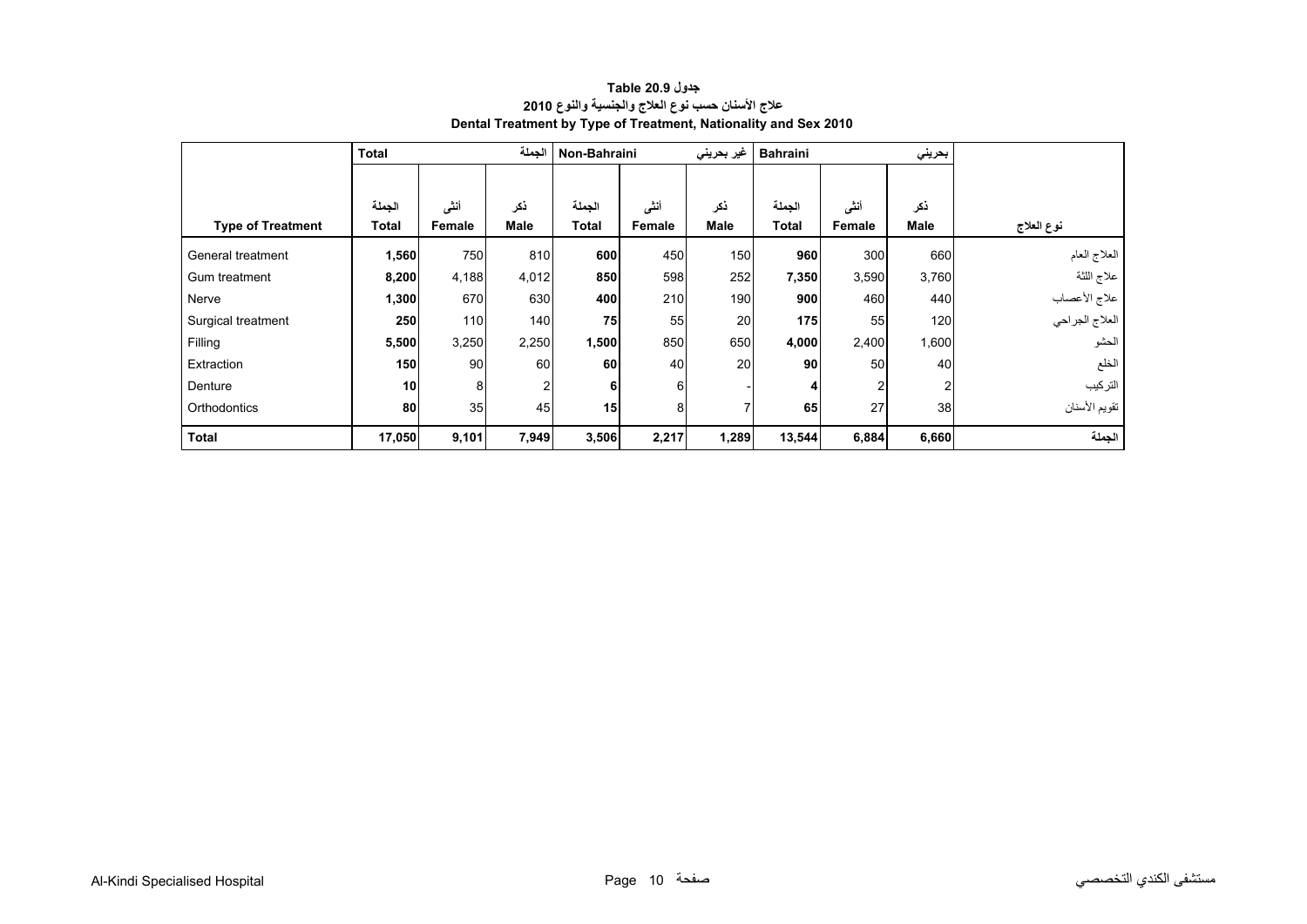**جدول Table 20.9**

**علاج الأسنان حسب نوع العلاج والجنسية والنوع 2010**

**Dental Treatment by Type of Treatment, Nationality and Sex 2010**

| | Total | | الجملة | Non-Bahraini | | غير بحريني | Bahraini | | بحريني | |
|---|---|---|---|---|---|---|---|---|---|---|
| **Type of Treatment** | الجملة **Total** | أنثى **Female** | ذكر **Male** | الجملة **Total** | أنثى **Female** | ذكر **Male** | الجملة **Total** | أنثى **Female** | ذكر **Male** | **نوع العلاج** |
| General treatment | **1,560** | 750 | 810 | **600** | 450 | 150 | **960** | 300 | 660 | العلاج العام |
| Gum treatment | **8,200** | 4,188 | 4,012 | **850** | 598 | 252 | **7,350** | 3,590 | 3,760 | علاج اللثة |
| Nerve | **1,300** | 670 | 630 | **400** | 210 | 190 | **900** | 460 | 440 | علاج الأعصاب |
| Surgical treatment | **250** | 110 | 140 | **75** | 55 | 20 | **175** | 55 | 120 | العلاج الجراحي |
| Filling | **5,500** | 3,250 | 2,250 | **1,500** | 850 | 650 | **4,000** | 2,400 | 1,600 | الحشو |
| Extraction | **150** | 90 | 60 | **60** | 40 | 20 | **90** | 50 | 40 | الخلع |
| Denture | **10** | 8 | 2 | **6** | 6 | - | **4** | 2 | 2 | التركيب |
| Orthodontics | **80** | 35 | 45 | **15** | 8 | 7 | **65** | 27 | 38 | تقويم الأسنان |
| **Total** | **17,050** | **9,101** | **7,949** | **3,506** | **2,217** | **1,289** | **13,544** | **6,884** | **6,660** | **الجملة** |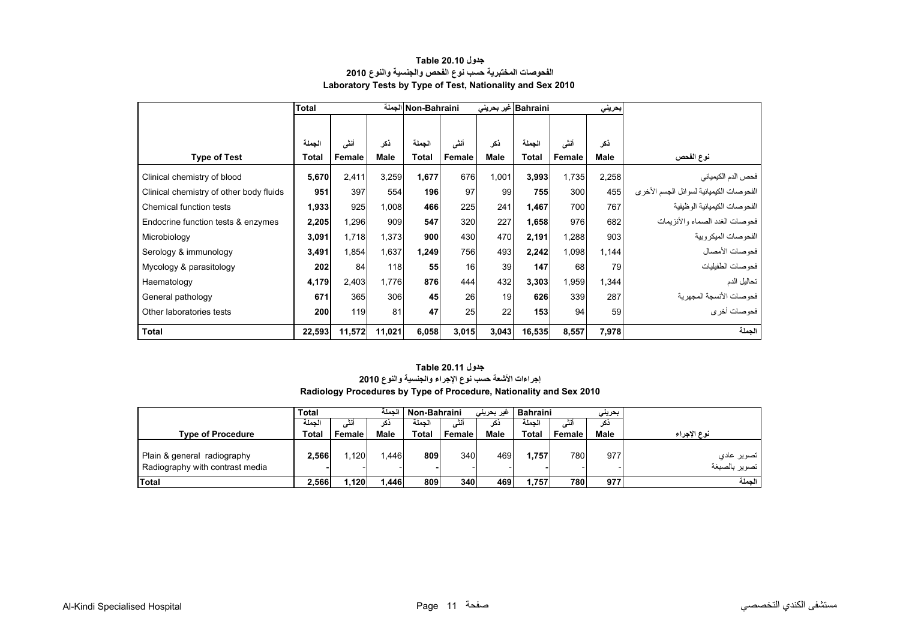### جدول Table 20.10
### الفحوصات المختبرية حسب نوع الفحص والجنسية والنوع 2010
### Laboratory Tests by Type of Test, Nationality and Sex 2010

| | Total | | الجملة | Non-Bahraini | | غير بحريني | Bahraini | | بحريني | |
|---|---|---|---|---|---|---|---|---|---|---|
| | الجملة | أنثى | ذكر | الجملة | أنثى | ذكر | الجملة | أنثى | ذكر | |
| **Type of Test** | **Total** | **Female** | **Male** | **Total** | **Female** | **Male** | **Total** | **Female** | **Male** | **نوع الفحص** |
| Clinical chemistry of blood | **5,670** | 2,411 | 3,259 | **1,677** | 676 | 1,001 | **3,993** | 1,735 | 2,258 | فحص الدم الكيميائي |
| Clinical chemistry of other body fluids | **951** | 397 | 554 | **196** | 97 | 99 | **755** | 300 | 455 | الفحوصات الكيميائية لسوائل الجسم الأخرى |
| Chemical function tests | **1,933** | 925 | 1,008 | **466** | 225 | 241 | **1,467** | 700 | 767 | الفحوصات الكيميائية الوظيفية |
| Endocrine function tests & enzymes | **2,205** | 1,296 | 909 | **547** | 320 | 227 | **1,658** | 976 | 682 | فحوصات الغدد الصماء والأنزيمات |
| Microbiology | **3,091** | 1,718 | 1,373 | **900** | 430 | 470 | **2,191** | 1,288 | 903 | الفحوصات الميكروبية |
| Serology & immunology | **3,491** | 1,854 | 1,637 | **1,249** | 756 | 493 | **2,242** | 1,098 | 1,144 | فحوصات الأمصال |
| Mycology & parasitology | **202** | 84 | 118 | **55** | 16 | 39 | **147** | 68 | 79 | فحوصات الطفيليات |
| Haematology | **4,179** | 2,403 | 1,776 | **876** | 444 | 432 | **3,303** | 1,959 | 1,344 | تحاليل الدم |
| General pathology | **671** | 365 | 306 | **45** | 26 | 19 | **626** | 339 | 287 | فحوصات الأنسجة المجهرية |
| Other laboratories tests | **200** | 119 | 81 | **47** | 25 | 22 | **153** | 94 | 59 | فحوصات أخرى |
| **Total** | **22,593** | **11,572** | **11,021** | **6,058** | **3,015** | **3,043** | **16,535** | **8,557** | **7,978** | **الجملة** |

### جدول Table 20.11
### إجراءات الأشعة حسب نوع الإجراء والجنسية والنوع 2010
### Radiology Procedures by Type of Procedure, Nationality and Sex 2010

| | Total | | الجملة | Non-Bahraini | | غير بحريني | Bahraini | | بحريني | |
|---|---|---|---|---|---|---|---|---|---|---|
| | الجملة | أنثى | ذكر | الجملة | أنثى | ذكر | الجملة | أنثى | ذكر | |
| **Type of Procedure** | **Total** | **Female** | **Male** | **Total** | **Female** | **Male** | **Total** | **Female** | **Male** | **نوع الإجراء** |
| Plain & general radiography | **2,566** | 1,120 | 1,446 | **809** | 340 | 469 | **1,757** | 780 | 977 | تصوير عادي |
| Radiography with contrast media | **-** | - | - | **-** | - | - | **-** | - | - | تصوير بالصبغة |
| **Total** | **2,566** | **1,120** | **1,446** | **809** | **340** | **469** | **1,757** | **780** | **977** | **الجملة** |

Al-Kindi Specialised Hospital مستشفى الكندي التخصصي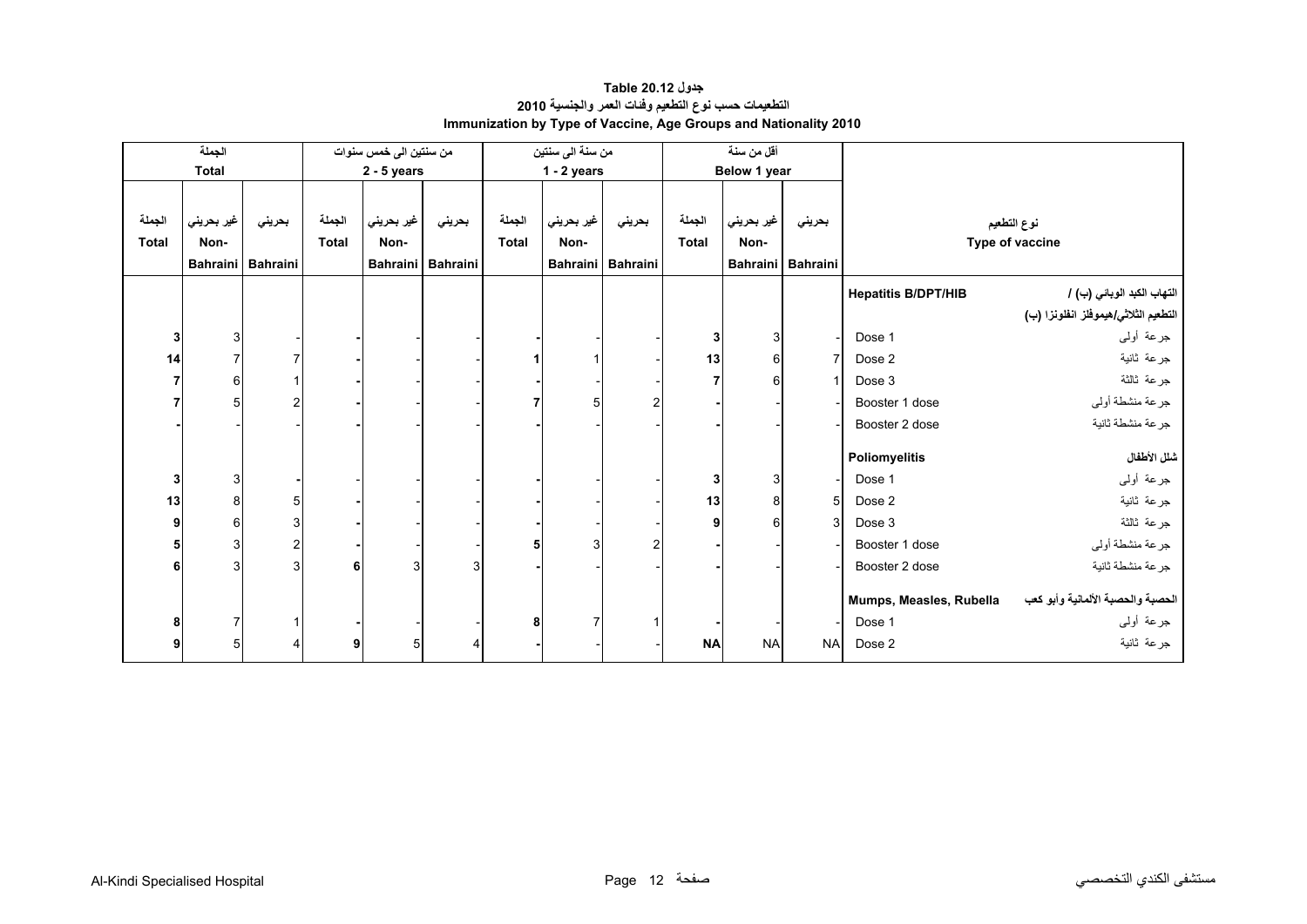**جدول 20.12 Table**

**التطعيمات حسب نوع التطعيم وفئات العمر والجنسية 2010**

**Immunization by Type of Vaccine, Age Groups and Nationality 2010**

| الجملة Total | | | من سنتين الى خمس سنوات 2 - 5 years | | | من سنة الى سنتين 1 - 2 years | | | أقل من سنة Below 1 year | | | نوع التطعيم Type of vaccine | |
|---|---|---|---|---|---|---|---|---|---|---|---|---|---|
| الجملة Total | غير بحريني Non-Bahraini | بحريني Bahraini | الجملة Total | غير بحريني Non-Bahraini | بحريني Bahraini | الجملة Total | غير بحريني Non-Bahraini | بحريني Bahraini | الجملة Total | غير بحريني Non-Bahraini | بحريني Bahraini | | |
| | | | | | | | | | | | | **Hepatitis B/DPT/HIB** | **التهاب الكبد الوبائي (ب) / التطعيم الثلاثي/هيموفلز انفلونزا (ب)** |
| **3** | 3 | - | **-** | - | - | **-** | - | - | **3** | 3 | - | Dose 1 | جرعة أولى |
| **14** | 7 | 7 | **-** | - | - | **1** | 1 | - | **13** | 6 | 7 | Dose 2 | جرعة ثانية |
| **7** | 6 | 1 | **-** | - | - | **-** | - | - | **7** | 6 | 1 | Dose 3 | جرعة ثالثة |
| **7** | 5 | 2 | **-** | - | - | **7** | 5 | 2 | **-** | - | - | Booster 1 dose | جرعة منشطة أولى |
| **-** | - | - | **-** | - | - | **-** | - | - | **-** | - | - | Booster 2 dose | جرعة منشطة ثانية |
| | | | | | | | | | | | | **Poliomyelitis** | **شلل الأطفال** |
| **3** | 3 | **-** | - | - | - | **-** | - | - | **3** | 3 | - | Dose 1 | جرعة أولى |
| **13** | 8 | 5 | **-** | - | - | **-** | - | - | **13** | 8 | 5 | Dose 2 | جرعة ثانية |
| **9** | 6 | 3 | **-** | - | - | **-** | - | - | **9** | 6 | 3 | Dose 3 | جرعة ثالثة |
| **5** | 3 | 2 | **-** | - | - | **5** | 3 | 2 | **-** | - | - | Booster 1 dose | جرعة منشطة أولى |
| **6** | 3 | 3 | **6** | 3 | 3 | **-** | - | - | **-** | - | - | Booster 2 dose | جرعة منشطة ثانية |
| | | | | | | | | | | | | **Mumps, Measles, Rubella** | **الحصبة والحصبة الألمانية وأبو كعب** |
| **8** | 7 | 1 | **-** | - | - | **8** | 7 | 1 | **-** | - | - | Dose 1 | جرعة أولى |
| **9** | 5 | 4 | **9** | 5 | 4 | **-** | - | - | **NA** | NA | NA | Dose 2 | جرعة ثانية |

Al-Kindi Specialised Hospital &nbsp;&nbsp;&nbsp;&nbsp; مستشفى الكندي التخصصي